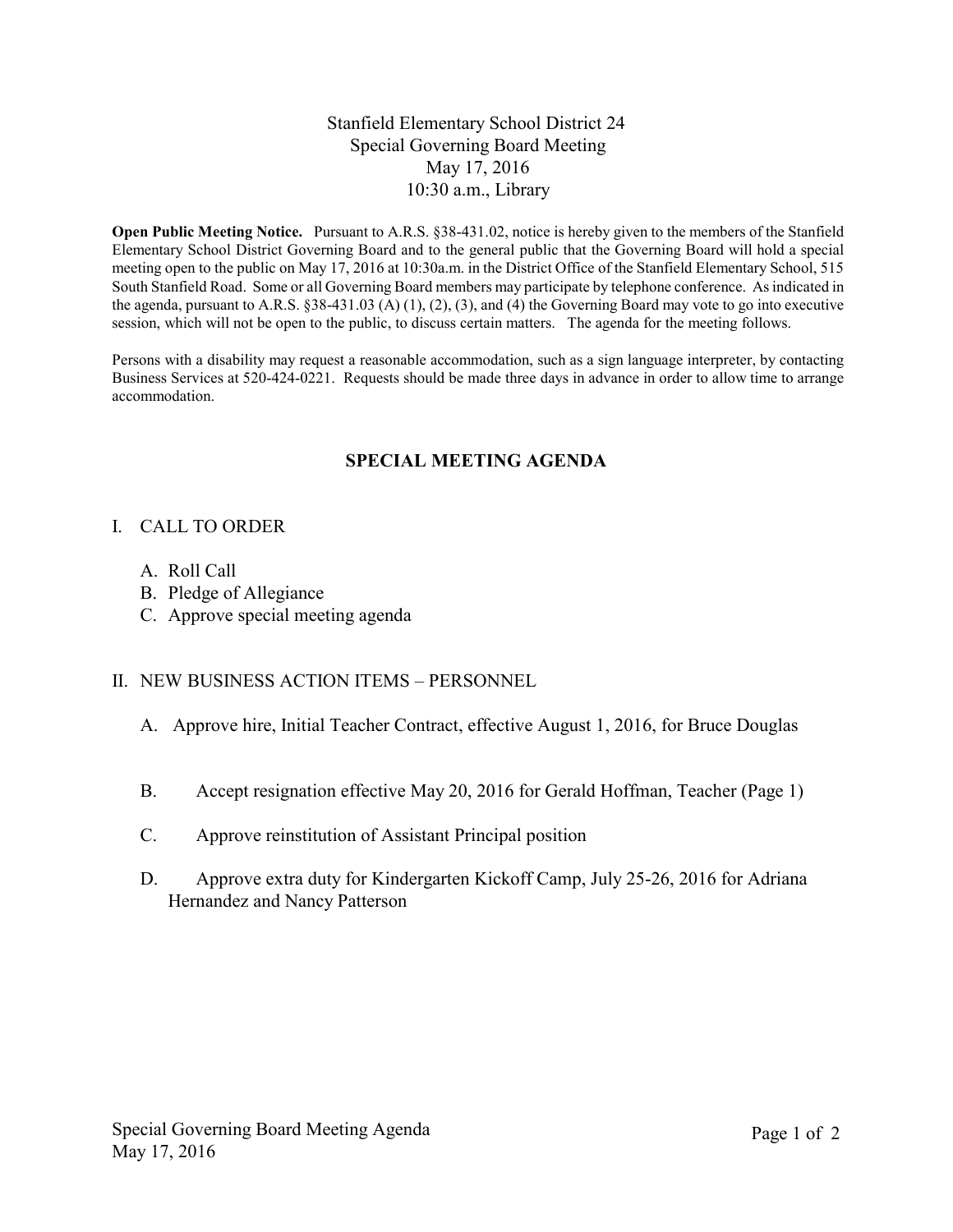# Stanfield Elementary School District 24
## Special Governing Board Meeting
May 17, 2016
10:30 a.m., Library

**Open Public Meeting Notice.** Pursuant to A.R.S. §38-431.02, notice is hereby given to the members of the Stanfield Elementary School District Governing Board and to the general public that the Governing Board will hold a special meeting open to the public on May 17, 2016 at 10:30a.m. in the District Office of the Stanfield Elementary School, 515 South Stanfield Road. Some or all Governing Board members may participate by telephone conference. As indicated in the agenda, pursuant to A.R.S. §38-431.03 (A) (1), (2), (3), and (4) the Governing Board may vote to go into executive session, which will not be open to the public, to discuss certain matters. The agenda for the meeting follows.

Persons with a disability may request a reasonable accommodation, such as a sign language interpreter, by contacting Business Services at 520-424-0221. Requests should be made three days in advance in order to allow time to arrange accommodation.

## SPECIAL MEETING AGENDA

I. CALL TO ORDER

   A. Roll Call
   B. Pledge of Allegiance
   C. Approve special meeting agenda

II. NEW BUSINESS ACTION ITEMS – PERSONNEL

   A. Approve hire, Initial Teacher Contract, effective August 1, 2016, for Bruce Douglas

   B. Accept resignation effective May 20, 2016 for Gerald Hoffman, Teacher (Page 1)

   C. Approve reinstitution of Assistant Principal position

   D. Approve extra duty for Kindergarten Kickoff Camp, July 25-26, 2016 for Adriana Hernandez and Nancy Patterson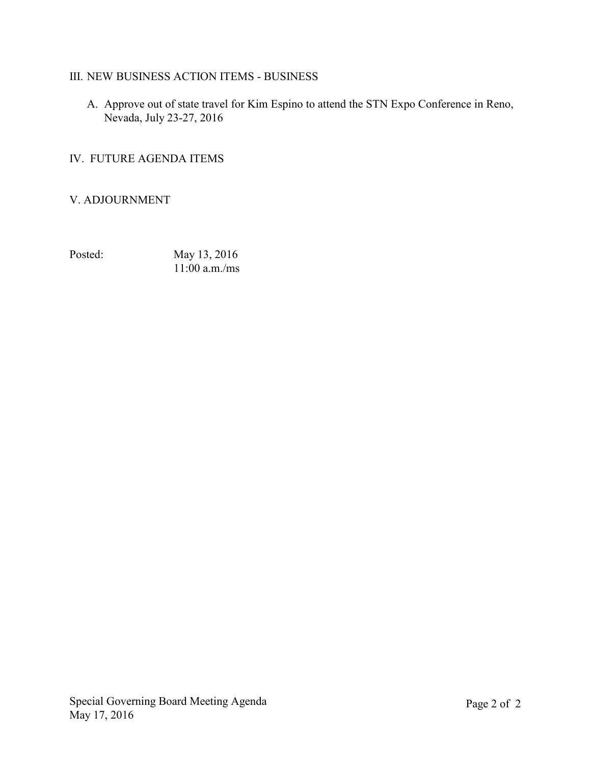## III. NEW BUSINESS ACTION ITEMS - BUSINESS

A. Approve out of state travel for Kim Espino to attend the STN Expo Conference in Reno, Nevada, July 23-27, 2016

## IV. FUTURE AGENDA ITEMS

## V. ADJOURNMENT

Posted: May 13, 2016
11:00 a.m./ms